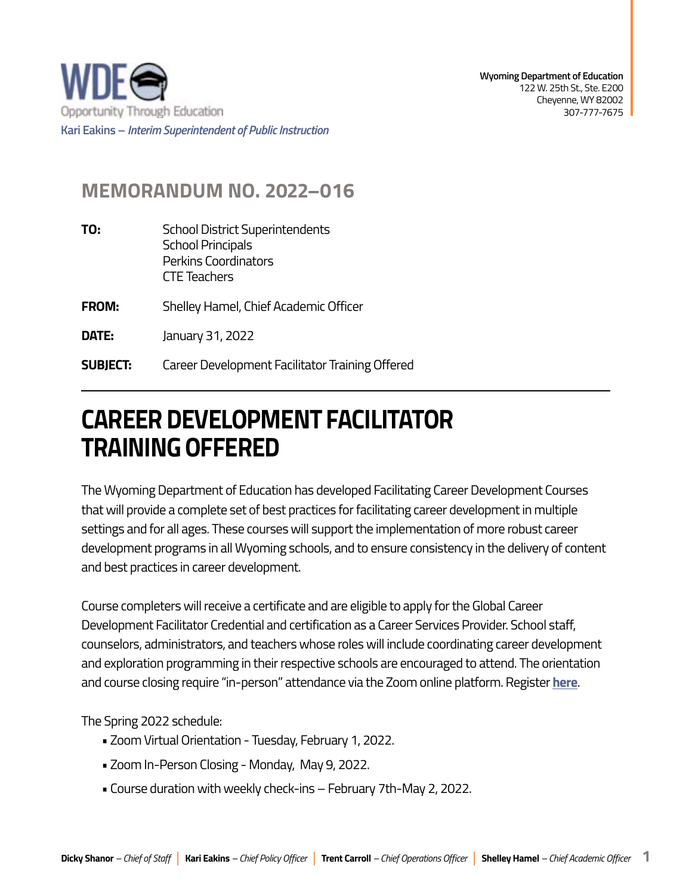WDE

Opportunity Through Education

Kari Eakins – *Interim Superintendent of Public Instruction*

**Wyoming Department of Education**
122 W. 25th St., Ste. E200
Cheyenne, WY 82002
307-777-7675

## MEMORANDUM NO. 2022–016

**TO:** School District Superintendents
School Principals
Perkins Coordinators
CTE Teachers

**FROM:** Shelley Hamel, Chief Academic Officer

**DATE:** January 31, 2022

**SUBJECT:** Career Development Facilitator Training Offered

---

# CAREER DEVELOPMENT FACILITATOR TRAINING OFFERED

The Wyoming Department of Education has developed Facilitating Career Development Courses that will provide a complete set of best practices for facilitating career development in multiple settings and for all ages. These courses will support the implementation of more robust career development programs in all Wyoming schools, and to ensure consistency in the delivery of content and best practices in career development.

Course completers will receive a certificate and are eligible to apply for the Global Career Development Facilitator Credential and certification as a Career Services Provider. School staff, counselors, administrators, and teachers whose roles will include coordinating career development and exploration programming in their respective schools are encouraged to attend. The orientation and course closing require "in-person" attendance via the Zoom online platform. Register **here**.

The Spring 2022 schedule:

- Zoom Virtual Orientation - Tuesday, February 1, 2022.
- Zoom In-Person Closing - Monday, May 9, 2022.
- Course duration with weekly check-ins – February 7th-May 2, 2022.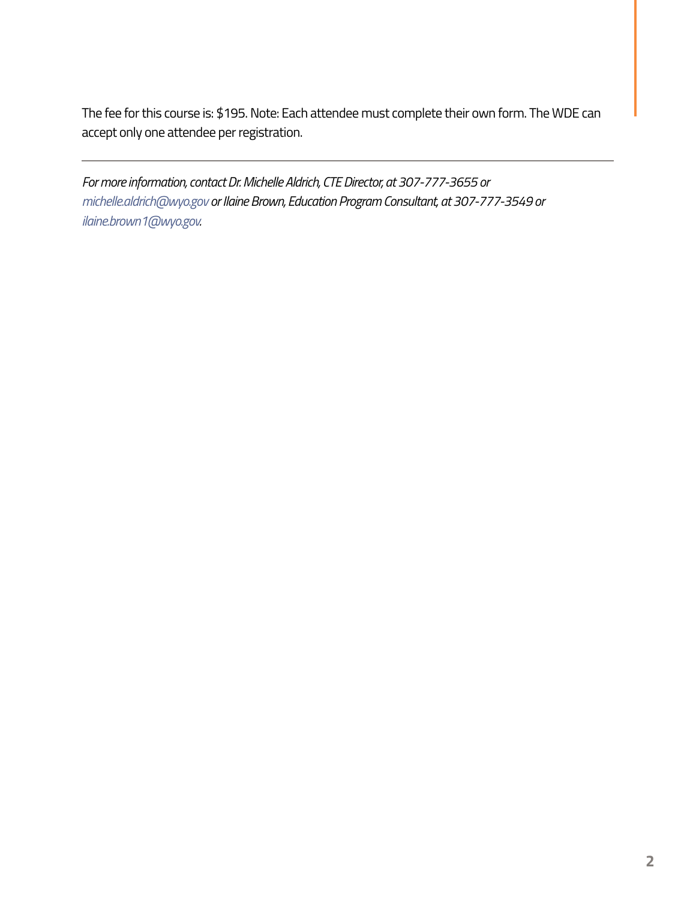The fee for this course is: $195. Note: Each attendee must complete their own form. The WDE can accept only one attendee per registration.

---

*For more information, contact Dr. Michelle Aldrich, CTE Director, at 307-777-3655 or michelle.aldrich@wyo.gov or Ilaine Brown, Education Program Consultant, at 307-777-3549 or ilaine.brown1@wyo.gov.*